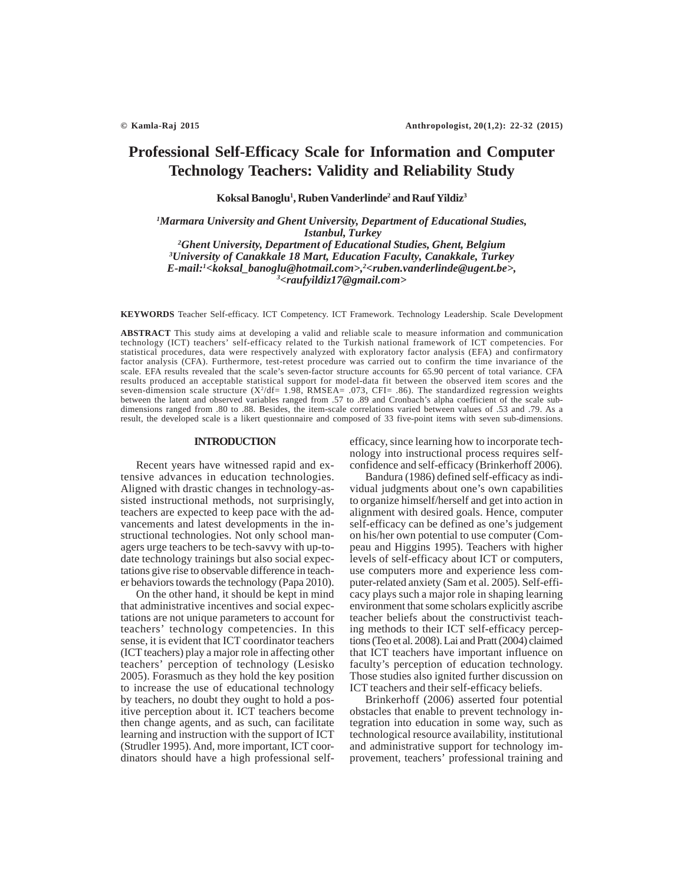# Professional Self-Efficacy Scale for Information and Computer Technology Teachers: Validity and Reliability Study

**Koksal Banoglu[1], Ruben Vanderlinde[2] and Rauf Yildiz[3]**

*[1]Marmara University and Ghent University, Department of Educational Studies, Istanbul, Turkey*
*[2]Ghent University, Department of Educational Studies, Ghent, Belgium*
*[3]University of Canakkale 18 Mart, Education Faculty, Canakkale, Turkey*
*E-mail:[1]<koksal_banoglu@hotmail.com>,[2]<ruben.vanderlinde@ugent.be>, [3]<raufyildiz17@gmail.com>*

**KEYWORDS** Teacher Self-efficacy. ICT Competency. ICT Framework. Technology Leadership. Scale Development

**ABSTRACT** This study aims at developing a valid and reliable scale to measure information and communication technology (ICT) teachers' self-efficacy related to the Turkish national framework of ICT competencies. For statistical procedures, data were respectively analyzed with exploratory factor analysis (EFA) and confirmatory factor analysis (CFA). Furthermore, test-retest procedure was carried out to confirm the time invariance of the scale. EFA results revealed that the scale's seven-factor structure accounts for 65.90 percent of total variance. CFA results produced an acceptable statistical support for model-data fit between the observed item scores and the seven-dimension scale structure ($X^2$/df= 1.98, RMSEA= .073, CFI= .86). The standardized regression weights between the latent and observed variables ranged from .57 to .89 and Cronbach's alpha coefficient of the scale sub-dimensions ranged from .80 to .88. Besides, the item-scale correlations varied between values of .53 and .79. As a result, the developed scale is a likert questionnaire and composed of 33 five-point items with seven sub-dimensions.

## INTRODUCTION

Recent years have witnessed rapid and extensive advances in education technologies. Aligned with drastic changes in technology-assisted instructional methods, not surprisingly, teachers are expected to keep pace with the advancements and latest developments in the instructional technologies. Not only school managers urge teachers to be tech-savvy with up-to-date technology trainings but also social expectations give rise to observable difference in teacher behaviors towards the technology (Papa 2010).

On the other hand, it should be kept in mind that administrative incentives and social expectations are not unique parameters to account for teachers' technology competencies. In this sense, it is evident that ICT coordinator teachers (ICT teachers) play a major role in affecting other teachers' perception of technology (Lesisko 2005). Forasmuch as they hold the key position to increase the use of educational technology by teachers, no doubt they ought to hold a positive perception about it. ICT teachers become then change agents, and as such, can facilitate learning and instruction with the support of ICT (Strudler 1995). And, more important, ICT coordinators should have a high professional self-efficacy, since learning how to incorporate technology into instructional process requires self-confidence and self-efficacy (Brinkerhoff 2006).

Bandura (1986) defined self-efficacy as individual judgments about one's own capabilities to organize himself/herself and get into action in alignment with desired goals. Hence, computer self-efficacy can be defined as one's judgement on his/her own potential to use computer (Compeau and Higgins 1995). Teachers with higher levels of self-efficacy about ICT or computers, use computers more and experience less computer-related anxiety (Sam et al. 2005). Self-efficacy plays such a major role in shaping learning environment that some scholars explicitly ascribe teacher beliefs about the constructivist teaching methods to their ICT self-efficacy perceptions (Teo et al. 2008). Lai and Pratt (2004) claimed that ICT teachers have important influence on faculty's perception of education technology. Those studies also ignited further discussion on ICT teachers and their self-efficacy beliefs.

Brinkerhoff (2006) asserted four potential obstacles that enable to prevent technology integration into education in some way, such as technological resource availability, institutional and administrative support for technology improvement, teachers' professional training and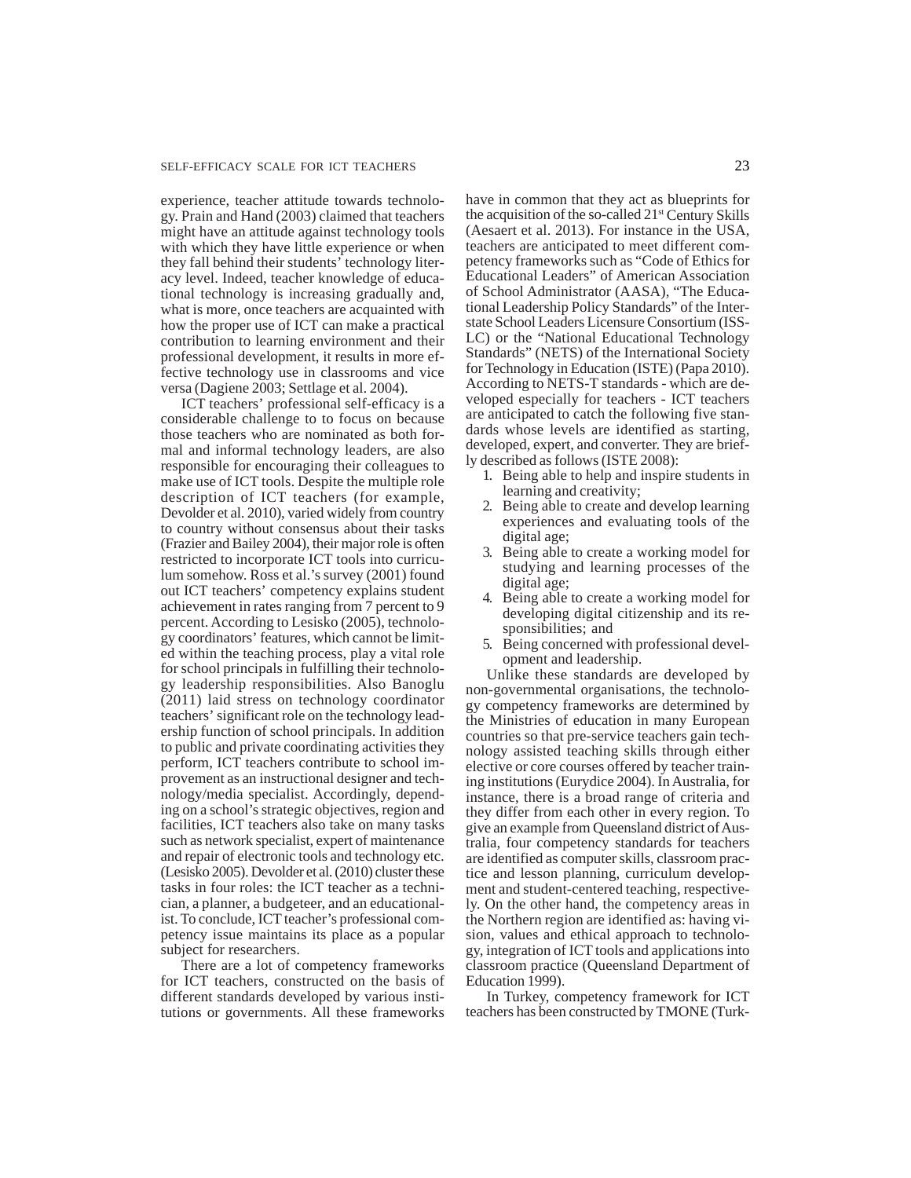experience, teacher attitude towards technology. Prain and Hand (2003) claimed that teachers might have an attitude against technology tools with which they have little experience or when they fall behind their students' technology literacy level. Indeed, teacher knowledge of educational technology is increasing gradually and, what is more, once teachers are acquainted with how the proper use of ICT can make a practical contribution to learning environment and their professional development, it results in more effective technology use in classrooms and vice versa (Dagiene 2003; Settlage et al. 2004).

ICT teachers' professional self-efficacy is a considerable challenge to to focus on because those teachers who are nominated as both formal and informal technology leaders, are also responsible for encouraging their colleagues to make use of ICT tools. Despite the multiple role description of ICT teachers (for example, Devolder et al. 2010), varied widely from country to country without consensus about their tasks (Frazier and Bailey 2004), their major role is often restricted to incorporate ICT tools into curriculum somehow. Ross et al.'s survey (2001) found out ICT teachers' competency explains student achievement in rates ranging from 7 percent to 9 percent. According to Lesisko (2005), technology coordinators' features, which cannot be limited within the teaching process, play a vital role for school principals in fulfilling their technology leadership responsibilities. Also Banoglu (2011) laid stress on technology coordinator teachers' significant role on the technology leadership function of school principals. In addition to public and private coordinating activities they perform, ICT teachers contribute to school improvement as an instructional designer and technology/media specialist. Accordingly, depending on a school's strategic objectives, region and facilities, ICT teachers also take on many tasks such as network specialist, expert of maintenance and repair of electronic tools and technology etc. (Lesisko 2005). Devolder et al. (2010) cluster these tasks in four roles: the ICT teacher as a technician, a planner, a budgeteer, and an educationalist. To conclude, ICT teacher's professional competency issue maintains its place as a popular subject for researchers.

There are a lot of competency frameworks for ICT teachers, constructed on the basis of different standards developed by various institutions or governments. All these frameworks have in common that they act as blueprints for the acquisition of the so-called 21st Century Skills (Aesaert et al. 2013). For instance in the USA, teachers are anticipated to meet different competency frameworks such as "Code of Ethics for Educational Leaders" of American Association of School Administrator (AASA), "The Educational Leadership Policy Standards" of the Interstate School Leaders Licensure Consortium (ISSLC) or the "National Educational Technology Standards" (NETS) of the International Society for Technology in Education (ISTE) (Papa 2010). According to NETS-T standards - which are developed especially for teachers - ICT teachers are anticipated to catch the following five standards whose levels are identified as starting, developed, expert, and converter. They are briefly described as follows (ISTE 2008):

1. Being able to help and inspire students in learning and creativity;
2. Being able to create and develop learning experiences and evaluating tools of the digital age;
3. Being able to create a working model for studying and learning processes of the digital age;
4. Being able to create a working model for developing digital citizenship and its responsibilities; and
5. Being concerned with professional development and leadership.

Unlike these standards are developed by non-governmental organisations, the technology competency frameworks are determined by the Ministries of education in many European countries so that pre-service teachers gain technology assisted teaching skills through either elective or core courses offered by teacher training institutions (Eurydice 2004). In Australia, for instance, there is a broad range of criteria and they differ from each other in every region. To give an example from Queensland district of Australia, four competency standards for teachers are identified as computer skills, classroom practice and lesson planning, curriculum development and student-centered teaching, respectively. On the other hand, the competency areas in the Northern region are identified as: having vision, values and ethical approach to technology, integration of ICT tools and applications into classroom practice (Queensland Department of Education 1999).

In Turkey, competency framework for ICT teachers has been constructed by TMONE (Turk-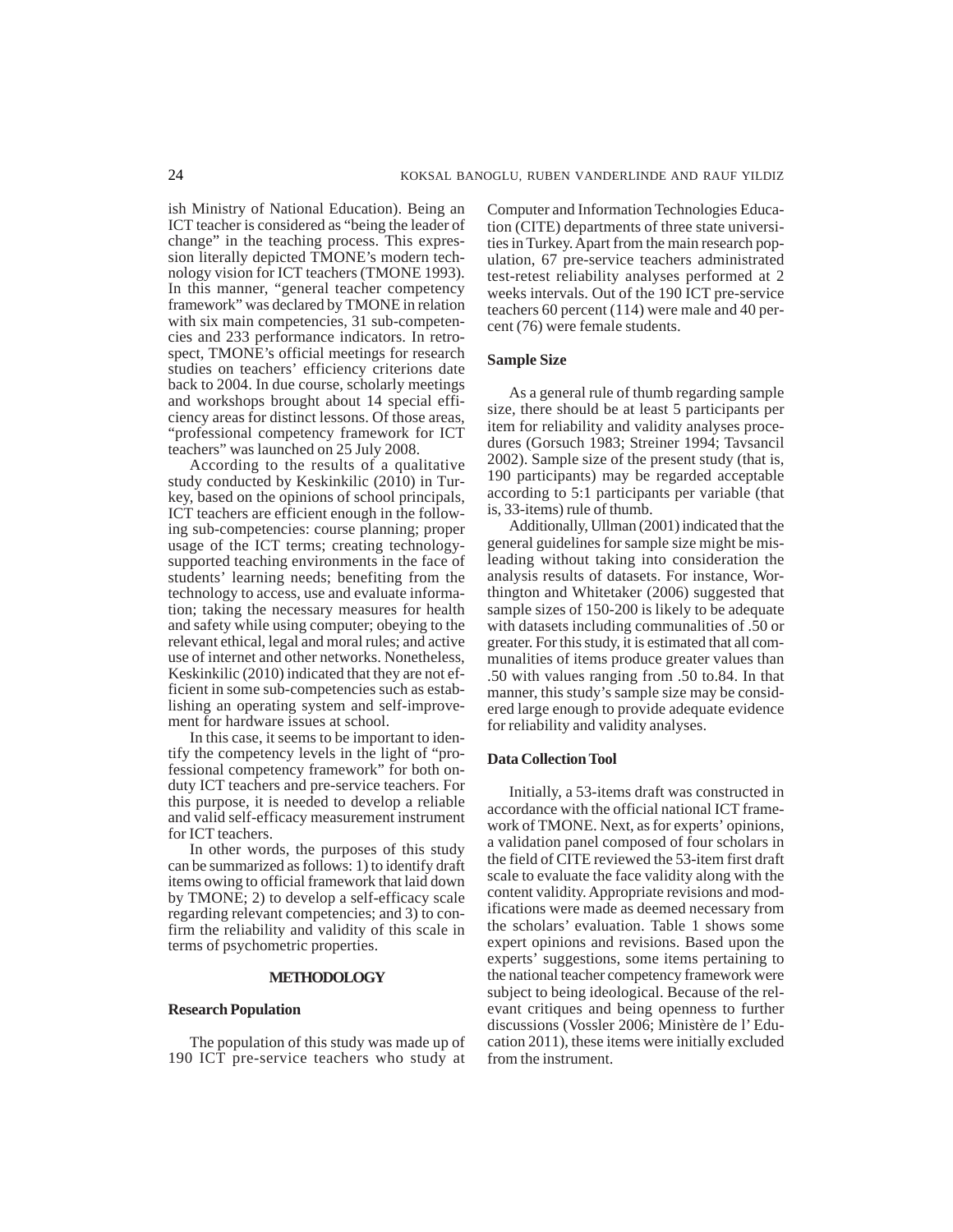ish Ministry of National Education). Being an ICT teacher is considered as "being the leader of change" in the teaching process. This expression literally depicted TMONE's modern technology vision for ICT teachers (TMONE 1993). In this manner, "general teacher competency framework" was declared by TMONE in relation with six main competencies, 31 sub-competencies and 233 performance indicators. In retrospect, TMONE's official meetings for research studies on teachers' efficiency criterions date back to 2004. In due course, scholarly meetings and workshops brought about 14 special efficiency areas for distinct lessons. Of those areas, "professional competency framework for ICT teachers" was launched on 25 July 2008.

According to the results of a qualitative study conducted by Keskinkilic (2010) in Turkey, based on the opinions of school principals, ICT teachers are efficient enough in the following sub-competencies: course planning; proper usage of the ICT terms; creating technology-supported teaching environments in the face of students' learning needs; benefiting from the technology to access, use and evaluate information; taking the necessary measures for health and safety while using computer; obeying to the relevant ethical, legal and moral rules; and active use of internet and other networks. Nonetheless, Keskinkilic (2010) indicated that they are not efficient in some sub-competencies such as establishing an operating system and self-improvement for hardware issues at school.

In this case, it seems to be important to identify the competency levels in the light of "professional competency framework" for both on-duty ICT teachers and pre-service teachers. For this purpose, it is needed to develop a reliable and valid self-efficacy measurement instrument for ICT teachers.

In other words, the purposes of this study can be summarized as follows: 1) to identify draft items owing to official framework that laid down by TMONE; 2) to develop a self-efficacy scale regarding relevant competencies; and 3) to confirm the reliability and validity of this scale in terms of psychometric properties.

## METHODOLOGY

### Research Population

The population of this study was made up of 190 ICT pre-service teachers who study at Computer and Information Technologies Education (CITE) departments of three state universities in Turkey. Apart from the main research population, 67 pre-service teachers administrated test-retest reliability analyses performed at 2 weeks intervals. Out of the 190 ICT pre-service teachers 60 percent (114) were male and 40 percent (76) were female students.

### Sample Size

As a general rule of thumb regarding sample size, there should be at least 5 participants per item for reliability and validity analyses procedures (Gorsuch 1983; Streiner 1994; Tavsancil 2002). Sample size of the present study (that is, 190 participants) may be regarded acceptable according to 5:1 participants per variable (that is, 33-items) rule of thumb.

Additionally, Ullman (2001) indicated that the general guidelines for sample size might be misleading without taking into consideration the analysis results of datasets. For instance, Worthington and Whitetaker (2006) suggested that sample sizes of 150-200 is likely to be adequate with datasets including communalities of .50 or greater. For this study, it is estimated that all communalities of items produce greater values than .50 with values ranging from .50 to.84. In that manner, this study's sample size may be considered large enough to provide adequate evidence for reliability and validity analyses.

### Data Collection Tool

Initially, a 53-items draft was constructed in accordance with the official national ICT framework of TMONE. Next, as for experts' opinions, a validation panel composed of four scholars in the field of CITE reviewed the 53-item first draft scale to evaluate the face validity along with the content validity. Appropriate revisions and modifications were made as deemed necessary from the scholars' evaluation. Table 1 shows some expert opinions and revisions. Based upon the experts' suggestions, some items pertaining to the national teacher competency framework were subject to being ideological. Because of the relevant critiques and being openness to further discussions (Vossler 2006; Ministère de l' Education 2011), these items were initially excluded from the instrument.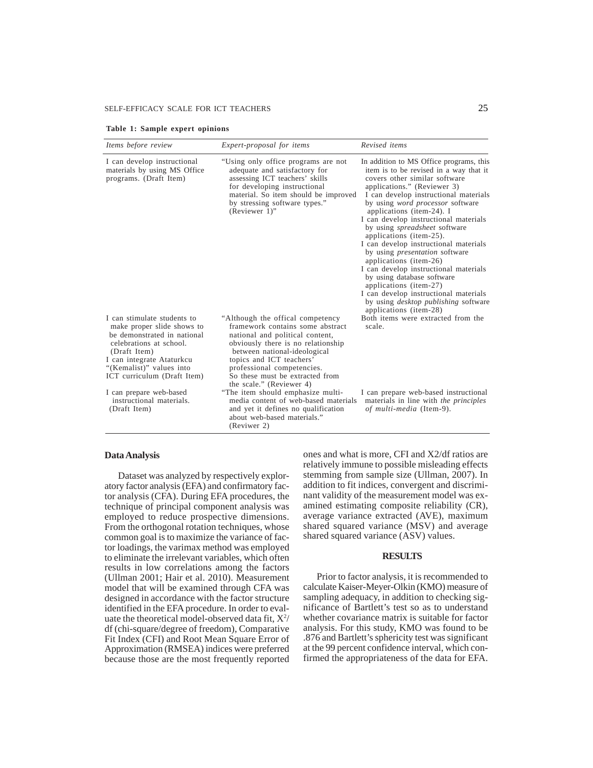**Table 1: Sample expert opinions**

| *Items before review* | *Expert-proposal for items* | *Revised items* |
|---|---|---|
| I can develop instructional materials by using MS Office programs. (Draft Item) | "Using only office programs are not adequate and satisfactory for assessing ICT teachers' skills for developing instructional material. So item should be improved by stressing software types." (Reviewer 1)" | In addition to MS Office programs, this item is to be revised in a way that it covers other similar software applications." (Reviewer 3) I can develop instructional materials by using *word processor* software applications (item-24). I I can develop instructional materials by using *spreadsheet* software applications (item-25). I can develop instructional materials by using *presentation* software applications (item-26) I can develop instructional materials by using database software applications (item-27) I can develop instructional materials by using *desktop publishing* software applications (item-28) |
| I can stimulate students to make proper slide shows to be demonstrated in national celebrations at school. (Draft Item) I can integrate Ataturkcu "(Kemalist)" values into ICT curriculum (Draft Item) | "Although the offical competency framework contains some abstract national and political content, obviously there is no relationship between national-ideological topics and ICT teachers' professional competencies. So these must be extracted from the scale." (Reviewer 4) | Both items were extracted from the scale. |
| I can prepare web-based instructional materials. (Draft Item) | "The item should emphasize multi-media content of web-based materials and yet it defines no qualification about web-based materials." (Reviwer 2) | I can prepare web-based instructional materials in line with *the principles of multi-media* (Item-9). |

## Data Analysis

Dataset was analyzed by respectively exploratory factor analysis (EFA) and confirmatory factor analysis (CFA). During EFA procedures, the technique of principal component analysis was employed to reduce prospective dimensions. From the orthogonal rotation techniques, whose common goal is to maximize the variance of factor loadings, the varimax method was employed to eliminate the irrelevant variables, which often results in low correlations among the factors (Ullman 2001; Hair et al. 2010). Measurement model that will be examined through CFA was designed in accordance with the factor structure identified in the EFA procedure. In order to evaluate the theoretical model-observed data fit, $X^2$/df (chi-square/degree of freedom), Comparative Fit Index (CFI) and Root Mean Square Error of Approximation (RMSEA) indices were preferred because those are the most frequently reported ones and what is more, CFI and X2/df ratios are relatively immune to possible misleading effects stemming from sample size (Ullman, 2007). In addition to fit indices, convergent and discriminant validity of the measurement model was examined estimating composite reliability (CR), average variance extracted (AVE), maximum shared squared variance (MSV) and average shared squared variance (ASV) values.

## RESULTS

Prior to factor analysis, it is recommended to calculate Kaiser-Meyer-Olkin (KMO) measure of sampling adequacy, in addition to checking significance of Bartlett's test so as to understand whether covariance matrix is suitable for factor analysis. For this study, KMO was found to be .876 and Bartlett's sphericity test was significant at the 99 percent confidence interval, which confirmed the appropriateness of the data for EFA.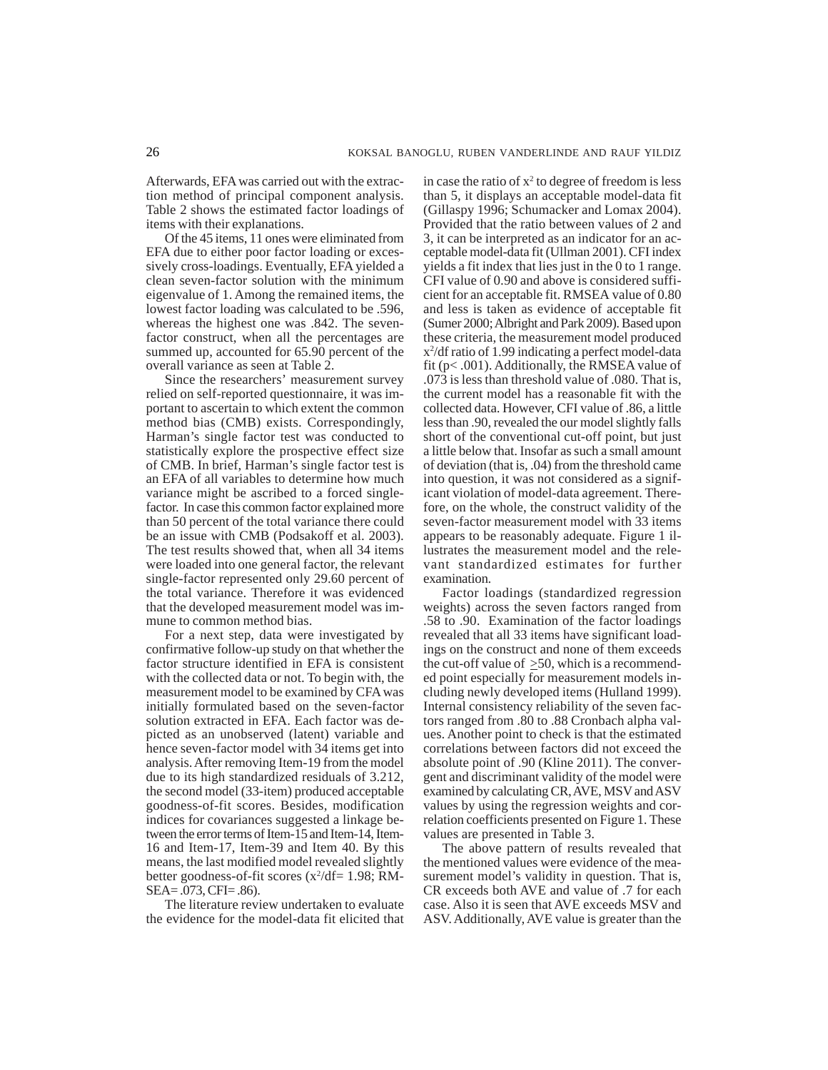Afterwards, EFA was carried out with the extraction method of principal component analysis. Table 2 shows the estimated factor loadings of items with their explanations.

Of the 45 items, 11 ones were eliminated from EFA due to either poor factor loading or excessively cross-loadings. Eventually, EFA yielded a clean seven-factor solution with the minimum eigenvalue of 1. Among the remained items, the lowest factor loading was calculated to be .596, whereas the highest one was .842. The seven-factor construct, when all the percentages are summed up, accounted for 65.90 percent of the overall variance as seen at Table 2.

Since the researchers' measurement survey relied on self-reported questionnaire, it was important to ascertain to which extent the common method bias (CMB) exists. Correspondingly, Harman's single factor test was conducted to statistically explore the prospective effect size of CMB. In brief, Harman's single factor test is an EFA of all variables to determine how much variance might be ascribed to a forced single-factor. In case this common factor explained more than 50 percent of the total variance there could be an issue with CMB (Podsakoff et al. 2003). The test results showed that, when all 34 items were loaded into one general factor, the relevant single-factor represented only 29.60 percent of the total variance. Therefore it was evidenced that the developed measurement model was immune to common method bias.

For a next step, data were investigated by confirmative follow-up study on that whether the factor structure identified in EFA is consistent with the collected data or not. To begin with, the measurement model to be examined by CFA was initially formulated based on the seven-factor solution extracted in EFA. Each factor was depicted as an unobserved (latent) variable and hence seven-factor model with 34 items get into analysis. After removing Item-19 from the model due to its high standardized residuals of 3.212, the second model (33-item) produced acceptable goodness-of-fit scores. Besides, modification indices for covariances suggested a linkage between the error terms of Item-15 and Item-14, Item-16 and Item-17, Item-39 and Item 40. By this means, the last modified model revealed slightly better goodness-of-fit scores ($x^2$/df= 1.98; RMSEA= .073, CFI= .86).

The literature review undertaken to evaluate the evidence for the model-data fit elicited that in case the ratio of $x^2$ to degree of freedom is less than 5, it displays an acceptable model-data fit (Gillaspy 1996; Schumacker and Lomax 2004). Provided that the ratio between values of 2 and 3, it can be interpreted as an indicator for an acceptable model-data fit (Ullman 2001). CFI index yields a fit index that lies just in the 0 to 1 range. CFI value of 0.90 and above is considered sufficient for an acceptable fit. RMSEA value of 0.80 and less is taken as evidence of acceptable fit (Sumer 2000; Albright and Park 2009). Based upon these criteria, the measurement model produced $x^2$/df ratio of 1.99 indicating a perfect model-data fit ($p< .001$). Additionally, the RMSEA value of .073 is less than threshold value of .080. That is, the current model has a reasonable fit with the collected data. However, CFI value of .86, a little less than .90, revealed the our model slightly falls short of the conventional cut-off point, but just a little below that. Insofar as such a small amount of deviation (that is, .04) from the threshold came into question, it was not considered as a significant violation of model-data agreement. Therefore, on the whole, the construct validity of the seven-factor measurement model with 33 items appears to be reasonably adequate. Figure 1 illustrates the measurement model and the relevant standardized estimates for further examination.

Factor loadings (standardized regression weights) across the seven factors ranged from .58 to .90. Examination of the factor loadings revealed that all 33 items have significant loadings on the construct and none of them exceeds the cut-off value of $\geq$50, which is a recommended point especially for measurement models including newly developed items (Hulland 1999). Internal consistency reliability of the seven factors ranged from .80 to .88 Cronbach alpha values. Another point to check is that the estimated correlations between factors did not exceed the absolute point of .90 (Kline 2011). The convergent and discriminant validity of the model were examined by calculating CR, AVE, MSV and ASV values by using the regression weights and correlation coefficients presented on Figure 1. These values are presented in Table 3.

The above pattern of results revealed that the mentioned values were evidence of the measurement model's validity in question. That is, CR exceeds both AVE and value of .7 for each case. Also it is seen that AVE exceeds MSV and ASV. Additionally, AVE value is greater than the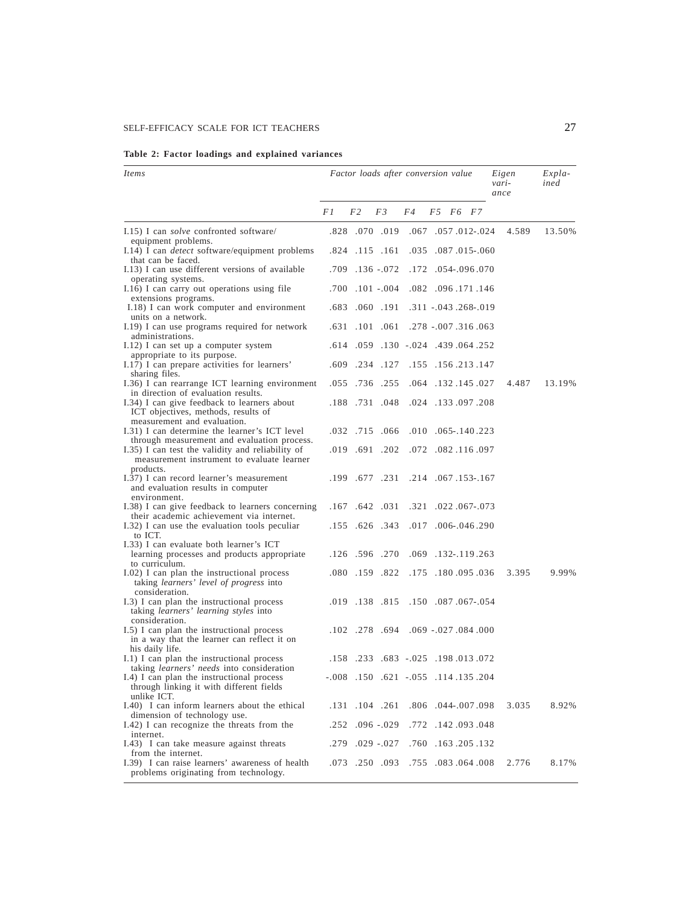**Table 2: Factor loadings and explained variances**

| *Items* | *Factor loads after conversion value* | | | | | | | *Eigen variance* | *Explained* |
|---|---|---|---|---|---|---|---|---|---|
| | *F1* | *F2* | *F3* | *F4* | *F5* | *F6* | *F7* | | |
| I.15) I can *solve* confronted software/ equipment problems. | .828 | .070 | .019 | .067 | .057 | .012 | -.024 | 4.589 | 13.50% |
| I.14) I can *detect* software/equipment problems that can be faced. | .824 | .115 | .161 | .035 | .087 | .015 | -.060 | | |
| I.13) I can use different versions of available operating systems. | .709 | .136 | -.072 | .172 | .054 | -.096 | .070 | | |
| I.16) I can carry out operations using file extensions programs. | .700 | .101 | -.004 | .082 | .096 | .171 | .146 | | |
| I.18) I can work computer and environment units on a network. | .683 | .060 | .191 | .311 | -.043 | .268 | -.019 | | |
| I.19) I can use programs required for network administrations. | .631 | .101 | .061 | .278 | -.007 | .316 | .063 | | |
| I.12) I can set up a computer system appropriate to its purpose. | .614 | .059 | .130 | -.024 | .439 | .064 | .252 | | |
| I.17) I can prepare activities for learners' sharing files. | .609 | .234 | .127 | .155 | .156 | .213 | .147 | | |
| I.36) I can rearrange ICT learning environment in direction of evaluation results. | .055 | .736 | .255 | .064 | .132 | .145 | .027 | 4.487 | 13.19% |
| I.34) I can give feedback to learners about ICT objectives, methods, results of measurement and evaluation. | .188 | .731 | .048 | .024 | .133 | .097 | .208 | | |
| I.31) I can determine the learner's ICT level through measurement and evaluation process. | .032 | .715 | .066 | .010 | .065 | -.140 | .223 | | |
| I.35) I can test the validity and reliability of measurement instrument to evaluate learner products. | .019 | .691 | .202 | .072 | .082 | .116 | .097 | | |
| I.37) I can record learner's measurement and evaluation results in computer environment. | .199 | .677 | .231 | .214 | .067 | .153 | -.167 | | |
| I.38) I can give feedback to learners concerning their academic achievement via internet. | .167 | .642 | .031 | .321 | .022 | .067 | -.073 | | |
| I.32) I can use the evaluation tools peculiar to ICT. | .155 | .626 | .343 | .017 | .006 | -.046 | .290 | | |
| I.33) I can evaluate both learner's ICT learning processes and products appropriate to curriculum. | .126 | .596 | .270 | .069 | .132 | -.119 | .263 | | |
| I.02) I can plan the instructional process taking *learners' level of progress* into consideration. | .080 | .159 | .822 | .175 | .180 | .095 | .036 | 3.395 | 9.99% |
| I.3) I can plan the instructional process taking *learners' learning styles* into consideration. | .019 | .138 | .815 | .150 | .087 | .067 | -.054 | | |
| I.5) I can plan the instructional process in a way that the learner can reflect it on his daily life. | .102 | .278 | .694 | .069 | -.027 | .084 | .000 | | |
| I.1) I can plan the instructional process taking *learners' needs* into consideration | .158 | .233 | .683 | -.025 | .198 | .013 | .072 | | |
| I.4) I can plan the instructional process through linking it with different fields unlike ICT. | -.008 | .150 | .621 | -.055 | .114 | .135 | .204 | | |
| I.40) I can inform learners about the ethical dimension of technology use. | .131 | .104 | .261 | .806 | .044 | -.007 | .098 | 3.035 | 8.92% |
| I.42) I can recognize the threats from the internet. | .252 | .096 | -.029 | .772 | .142 | .093 | .048 | | |
| I.43) I can take measure against threats from the internet. | .279 | .029 | -.027 | .760 | .163 | .205 | .132 | | |
| I.39) I can raise learners' awareness of health problems originating from technology. | .073 | .250 | .093 | .755 | .083 | .064 | .008 | 2.776 | 8.17% |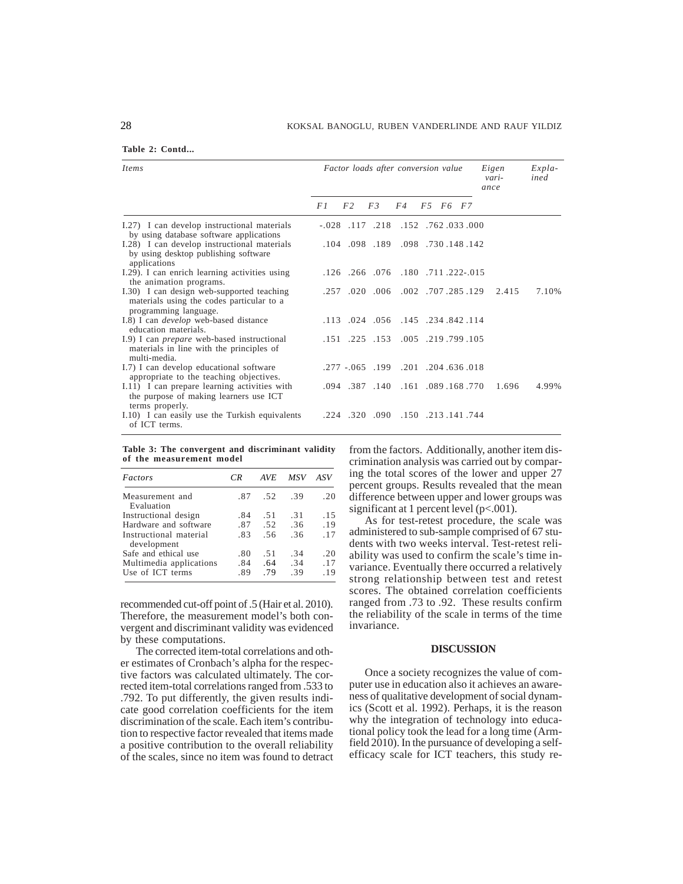**Table 2: Contd...**

| Items | Factor loads after conversion value | | | | | | | Eigen variance | Explained |
|---|---|---|---|---|---|---|---|---|---|
| | F1 | F2 | F3 | F4 | F5 | F6 | F7 | | |
| I.27) I can develop instructional materials by using database software applications | -.028 | .117 | .218 | .152 | .762 | .033 | .000 | | |
| I.28) I can develop instructional materials by using desktop publishing software applications | .104 | .098 | .189 | .098 | .730 | .148 | .142 | | |
| I.29). I can enrich learning activities using the animation programs. | .126 | .266 | .076 | .180 | .711 | .222 | -.015 | | |
| I.30) I can design web-supported teaching materials using the codes particular to a programming language. | .257 | .020 | .006 | .002 | .707 | .285 | .129 | 2.415 | 7.10% |
| I.8) I can *develop* web-based distance education materials. | .113 | .024 | .056 | .145 | .234 | .842 | .114 | | |
| I.9) I can *prepare* web-based instructional materials in line with the principles of multi-media. | .151 | .225 | .153 | .005 | .219 | .799 | .105 | | |
| I.7) I can develop educational software appropriate to the teaching objectives. | .277 | -.065 | .199 | .201 | .204 | .636 | .018 | | |
| I.11) I can prepare learning activities with the purpose of making learners use ICT terms properly. | .094 | .387 | .140 | .161 | .089 | .168 | .770 | 1.696 | 4.99% |
| I.10) I can easily use the Turkish equivalents of ICT terms. | .224 | .320 | .090 | .150 | .213 | .141 | .744 | | |

**Table 3: The convergent and discriminant validity of the measurement model**

| Factors | CR | AVE | MSV | ASV |
|---|---|---|---|---|
| Measurement and Evaluation | .87 | .52 | .39 | .20 |
| Instructional design | .84 | .51 | .31 | .15 |
| Hardware and software | .87 | .52 | .36 | .19 |
| Instructional material development | .83 | .56 | .36 | .17 |
| Safe and ethical use | .80 | .51 | .34 | .20 |
| Multimedia applications | .84 | .64 | .34 | .17 |
| Use of ICT terms | .89 | .79 | .39 | .19 |

recommended cut-off point of .5 (Hair et al. 2010). Therefore, the measurement model's both convergent and discriminant validity was evidenced by these computations.

The corrected item-total correlations and other estimates of Cronbach's alpha for the respective factors was calculated ultimately. The corrected item-total correlations ranged from .533 to .792. To put differently, the given results indicate good correlation coefficients for the item discrimination of the scale. Each item's contribution to respective factor revealed that items made a positive contribution to the overall reliability of the scales, since no item was found to detract from the factors. Additionally, another item discrimination analysis was carried out by comparing the total scores of the lower and upper 27 percent groups. Results revealed that the mean difference between upper and lower groups was significant at 1 percent level ($p<.001$).

As for test-retest procedure, the scale was administered to sub-sample comprised of 67 students with two weeks interval. Test-retest reliability was used to confirm the scale's time invariance. Eventually there occurred a relatively strong relationship between test and retest scores. The obtained correlation coefficients ranged from .73 to .92. These results confirm the reliability of the scale in terms of the time invariance.

## DISCUSSION

Once a society recognizes the value of computer use in education also it achieves an awareness of qualitative development of social dynamics (Scott et al. 1992). Perhaps, it is the reason why the integration of technology into educational policy took the lead for a long time (Armfield 2010). In the pursuance of developing a self-efficacy scale for ICT teachers, this study re-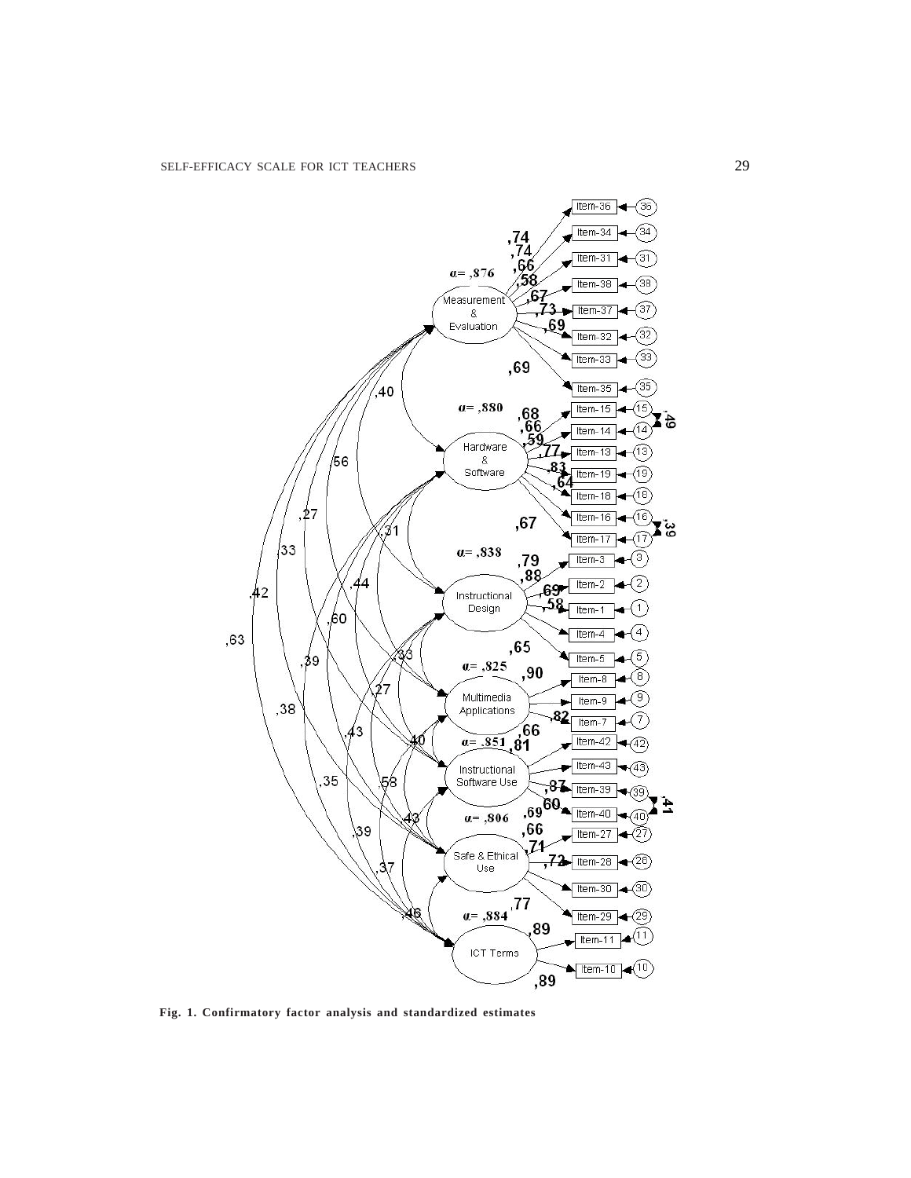**Fig. 1. Confirmatory factor analysis and standardized estimates**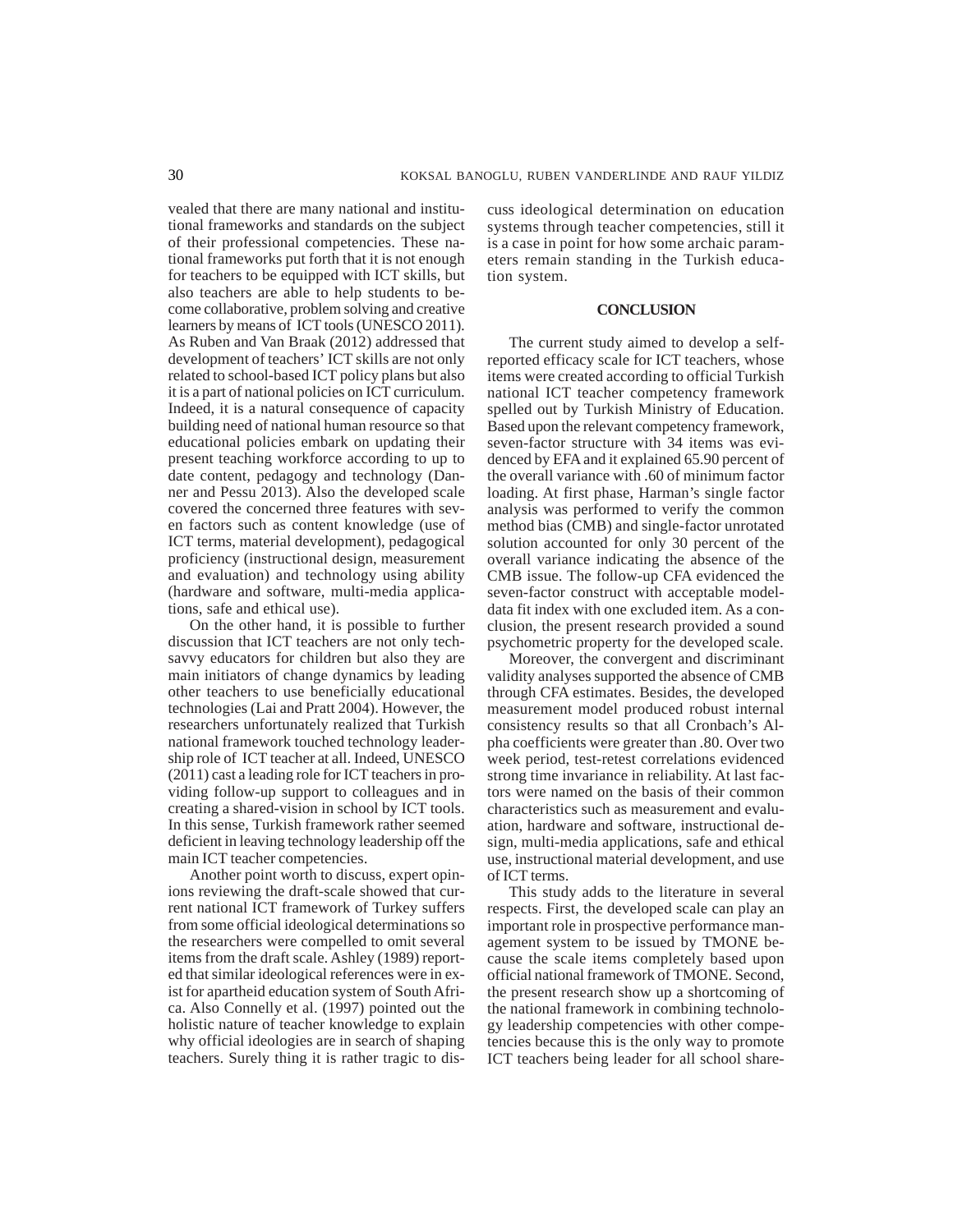vealed that there are many national and institutional frameworks and standards on the subject of their professional competencies. These national frameworks put forth that it is not enough for teachers to be equipped with ICT skills, but also teachers are able to help students to become collaborative, problem solving and creative learners by means of ICT tools (UNESCO 2011). As Ruben and Van Braak (2012) addressed that development of teachers' ICT skills are not only related to school-based ICT policy plans but also it is a part of national policies on ICT curriculum. Indeed, it is a natural consequence of capacity building need of national human resource so that educational policies embark on updating their present teaching workforce according to up to date content, pedagogy and technology (Danner and Pessu 2013). Also the developed scale covered the concerned three features with seven factors such as content knowledge (use of ICT terms, material development), pedagogical proficiency (instructional design, measurement and evaluation) and technology using ability (hardware and software, multi-media applications, safe and ethical use).

On the other hand, it is possible to further discussion that ICT teachers are not only tech-savvy educators for children but also they are main initiators of change dynamics by leading other teachers to use beneficially educational technologies (Lai and Pratt 2004). However, the researchers unfortunately realized that Turkish national framework touched technology leadership role of ICT teacher at all. Indeed, UNESCO (2011) cast a leading role for ICT teachers in providing follow-up support to colleagues and in creating a shared-vision in school by ICT tools. In this sense, Turkish framework rather seemed deficient in leaving technology leadership off the main ICT teacher competencies.

Another point worth to discuss, expert opinions reviewing the draft-scale showed that current national ICT framework of Turkey suffers from some official ideological determinations so the researchers were compelled to omit several items from the draft scale. Ashley (1989) reported that similar ideological references were in exist for apartheid education system of South Africa. Also Connelly et al. (1997) pointed out the holistic nature of teacher knowledge to explain why official ideologies are in search of shaping teachers. Surely thing it is rather tragic to discuss ideological determination on education systems through teacher competencies, still it is a case in point for how some archaic parameters remain standing in the Turkish education system.

## CONCLUSION

The current study aimed to develop a self-reported efficacy scale for ICT teachers, whose items were created according to official Turkish national ICT teacher competency framework spelled out by Turkish Ministry of Education. Based upon the relevant competency framework, seven-factor structure with 34 items was evidenced by EFA and it explained 65.90 percent of the overall variance with .60 of minimum factor loading. At first phase, Harman's single factor analysis was performed to verify the common method bias (CMB) and single-factor unrotated solution accounted for only 30 percent of the overall variance indicating the absence of the CMB issue. The follow-up CFA evidenced the seven-factor construct with acceptable model-data fit index with one excluded item. As a conclusion, the present research provided a sound psychometric property for the developed scale.

Moreover, the convergent and discriminant validity analyses supported the absence of CMB through CFA estimates. Besides, the developed measurement model produced robust internal consistency results so that all Cronbach's Alpha coefficients were greater than .80. Over two week period, test-retest correlations evidenced strong time invariance in reliability. At last factors were named on the basis of their common characteristics such as measurement and evaluation, hardware and software, instructional design, multi-media applications, safe and ethical use, instructional material development, and use of ICT terms.

This study adds to the literature in several respects. First, the developed scale can play an important role in prospective performance management system to be issued by TMONE because the scale items completely based upon official national framework of TMONE. Second, the present research show up a shortcoming of the national framework in combining technology leadership competencies with other competencies because this is the only way to promote ICT teachers being leader for all school share-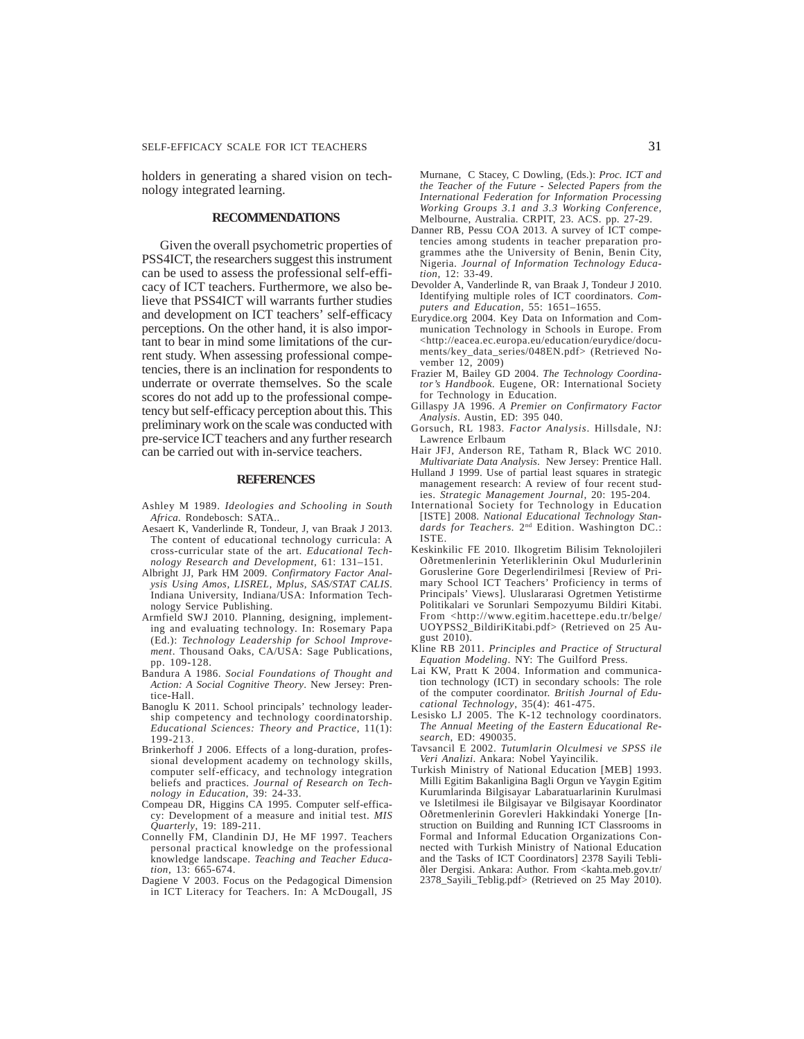holders in generating a shared vision on technology integrated learning.

## RECOMMENDATIONS

Given the overall psychometric properties of PSS4ICT, the researchers suggest this instrument can be used to assess the professional self-efficacy of ICT teachers. Furthermore, we also believe that PSS4ICT will warrants further studies and development on ICT teachers' self-efficacy perceptions. On the other hand, it is also important to bear in mind some limitations of the current study. When assessing professional competencies, there is an inclination for respondents to underrate or overrate themselves. So the scale scores do not add up to the professional competency but self-efficacy perception about this. This preliminary work on the scale was conducted with pre-service ICT teachers and any further research can be carried out with in-service teachers.

## REFERENCES

Ashley M 1989. *Ideologies and Schooling in South Africa.* Rondebosch: SATA..

Aesaert K, Vanderlinde R, Tondeur, J, van Braak J 2013. The content of educational technology curricula: A cross-curricular state of the art. *Educational Technology Research and Development,* 61: 131–151.

Albright JJ, Park HM 2009. *Confirmatory Factor Analysis Using Amos, LISREL, Mplus, SAS/STAT CALIS.* Indiana University, Indiana/USA: Information Technology Service Publishing.

Armfield SWJ 2010. Planning, designing, implementing and evaluating technology. In: Rosemary Papa (Ed.): *Technology Leadership for School Improvement*. Thousand Oaks, CA/USA: Sage Publications, pp. 109-128.

Bandura A 1986. *Social Foundations of Thought and Action: A Social Cognitive Theory*. New Jersey: Prentice-Hall.

Banoglu K 2011. School principals' technology leadership competency and technology coordinatorship. *Educational Sciences: Theory and Practice,* 11(1): 199-213.

Brinkerhoff J 2006. Effects of a long-duration, professional development academy on technology skills, computer self-efficacy, and technology integration beliefs and practices. *Journal of Research on Technology in Education,* 39: 24-33.

Compeau DR, Higgins CA 1995. Computer self-efficacy: Development of a measure and initial test. *MIS Quarterly,* 19: 189-211.

Connelly FM, Clandinin DJ, He MF 1997. Teachers personal practical knowledge on the professional knowledge landscape. *Teaching and Teacher Education,* 13: 665-674.

Dagiene V 2003. Focus on the Pedagogical Dimension in ICT Literacy for Teachers. In: A McDougall, JS Murnane, C Stacey, C Dowling, (Eds.): *Proc. ICT and the Teacher of the Future - Selected Papers from the International Federation for Information Processing Working Groups 3.1 and 3.3 Working Conference,* Melbourne, Australia. CRPIT, 23. ACS. pp. 27-29.

Danner RB, Pessu COA 2013. A survey of ICT competencies among students in teacher preparation programmes athe the University of Benin, Benin City, Nigeria. *Journal of Information Technology Education,* 12: 33-49.

Devolder A, Vanderlinde R, van Braak J, Tondeur J 2010. Identifying multiple roles of ICT coordinators. *Computers and Education,* 55: 1651–1655.

Eurydice.org 2004. Key Data on Information and Communication Technology in Schools in Europe. From <http://eacea.ec.europa.eu/education/eurydice/documents/key_data_series/048EN.pdf> (Retrieved November 12, 2009)

Frazier M, Bailey GD 2004. *The Technology Coordinator's Handbook.* Eugene, OR: International Society for Technology in Education.

Gillaspy JA 1996. *A Premier on Confirmatory Factor Analysis.* Austin, ED: 395 040.

Gorsuch, RL 1983. *Factor Analysis*. Hillsdale, NJ: Lawrence Erlbaum

Hair JFJ, Anderson RE, Tatham R, Black WC 2010. *Multivariate Data Analysis.* New Jersey: Prentice Hall.

Hulland J 1999. Use of partial least squares in strategic management research: A review of four recent studies. *Strategic Management Journal,* 20: 195-204.

International Society for Technology in Education [ISTE] 2008. *National Educational Technology Standards for Teachers.* 2nd Edition. Washington DC.: ISTE.

Keskinkilic FE 2010. Ilkogretim Bilisim Teknolojileri Oðretmenlerinin Yeterliklerinin Okul Mudurlerinin Goruslerine Gore Degerlendirilmesi [Review of Primary School ICT Teachers' Proficiency in terms of Principals' Views]. Uluslararasi Ogretmen Yetistirme Politikalari ve Sorunlari Sempozyumu Bildiri Kitabi. From <http://www.egitim.hacettepe.edu.tr/belge/UOYPSS2_BildiriKitabi.pdf> (Retrieved on 25 August 2010).

Kline RB 2011. *Principles and Practice of Structural Equation Modeling*. NY: The Guilford Press.

Lai KW, Pratt K 2004. Information and communication technology (ICT) in secondary schools: The role of the computer coordinator. *British Journal of Educational Technology,* 35(4): 461-475.

Lesisko LJ 2005. The K-12 technology coordinators. *The Annual Meeting of the Eastern Educational Research,* ED: 490035.

Tavsancil E 2002. *Tutumlarin Olculmesi ve SPSS ile Veri Analizi*. Ankara: Nobel Yayincilik.

Turkish Ministry of National Education [MEB] 1993. Milli Egitim Bakanligina Bagli Orgun ve Yaygin Egitim Kurumlarinda Bilgisayar Labaratuarlarinin Kurulmasi ve Isletilmesi ile Bilgisayar ve Bilgisayar Koordinator Oðretmenlerinin Gorevleri Hakkindaki Yonerge [Instruction on Building and Running ICT Classrooms in Formal and Informal Education Organizations Connected with Turkish Ministry of National Education and the Tasks of ICT Coordinators] 2378 Sayili Tebliðler Dergisi. Ankara: Author. From <kahta.meb.gov.tr/2378_Sayili_Teblig.pdf> (Retrieved on 25 May 2010).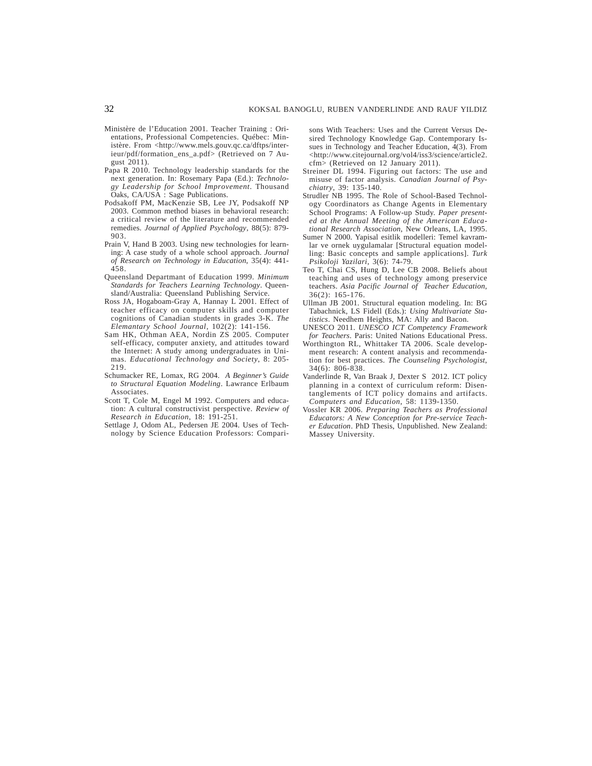Ministère de l'Education 2001. Teacher Training : Orientations, Professional Competencies. Québec: Ministère. From <http://www.mels.gouv.qc.ca/dftps/interieur/pdf/formation_ens_a.pdf> (Retrieved on 7 August 2011).

Papa R 2010. Technology leadership standards for the next generation. In: Rosemary Papa (Ed.): *Technology Leadership for School Improvement*. Thousand Oaks, CA/USA : Sage Publications.

Podsakoff PM, MacKenzie SB, Lee JY, Podsakoff NP 2003. Common method biases in behavioral research: a critical review of the literature and recommended remedies. *Journal of Applied Psychology*, 88(5): 879-903.

Prain V, Hand B 2003. Using new technologies for learning: A case study of a whole school approach. *Journal of Research on Technology in Education*, 35(4): 441-458.

Queensland Departmant of Education 1999. *Minimum Standards for Teachers Learning Technology*. Queensland/Australia: Queensland Publishing Service.

Ross JA, Hogaboam-Gray A, Hannay L 2001. Effect of teacher efficacy on computer skills and computer cognitions of Canadian students in grades 3-K. *The Elemantary School Journal*, 102(2): 141-156.

Sam HK, Othman AEA, Nordin ZS 2005. Computer self-efficacy, computer anxiety, and attitudes toward the Internet: A study among undergraduates in Unimas. *Educational Technology and Society*, 8: 205-219.

Schumacker RE, Lomax, RG 2004. *A Beginner's Guide to Structural Equation Modeling*. Lawrance Erlbaum Associates.

Scott T, Cole M, Engel M 1992. Computers and education: A cultural constructivist perspective. *Review of Research in Education*, 18: 191-251.

Settlage J, Odom AL, Pedersen JE 2004. Uses of Technology by Science Education Professors: Comparisons With Teachers: Uses and the Current Versus Desired Technology Knowledge Gap. Contemporary Issues in Technology and Teacher Education, 4(3). From <http://www.citejournal.org/vol4/iss3/science/article2.cfm> (Retrieved on 12 January 2011).

Streiner DL 1994. Figuring out factors: The use and misuse of factor analysis. *Canadian Journal of Psychiatry*, 39: 135-140.

Strudler NB 1995. The Role of School-Based Technology Coordinators as Change Agents in Elementary School Programs: A Follow-up Study. *Paper presented at the Annual Meeting of the American Educational Research Association*, New Orleans, LA, 1995.

Sumer N 2000. Yapisal esitlik modelleri: Temel kavramlar ve ornek uygulamalar [Structural equation modelling: Basic concepts and sample applications]. *Turk Psikoloji Yazilari*, 3(6): 74-79.

Teo T, Chai CS, Hung D, Lee CB 2008. Beliefs about teaching and uses of technology among preservice teachers. *Asia Pacific Journal of Teacher Education*, 36(2): 165-176.

Ullman JB 2001. Structural equation modeling. In: BG Tabachnick, LS Fidell (Eds.): *Using Multivariate Statistics*. Needhem Heights, MA: Ally and Bacon.

UNESCO 2011. *UNESCO ICT Competency Framework for Teachers*. Paris: United Nations Educational Press.

Worthington RL, Whittaker TA 2006. Scale development research: A content analysis and recommendation for best practices. *The Counseling Psychologist*, 34(6): 806-838.

Vanderlinde R, Van Braak J, Dexter S 2012. ICT policy planning in a context of curriculum reform: Disentanglements of ICT policy domains and artifacts. *Computers and Education*, 58: 1139-1350.

Vossler KR 2006. *Preparing Teachers as Professional Educators: A New Conception for Pre-service Teacher Education*. PhD Thesis, Unpublished. New Zealand: Massey University.